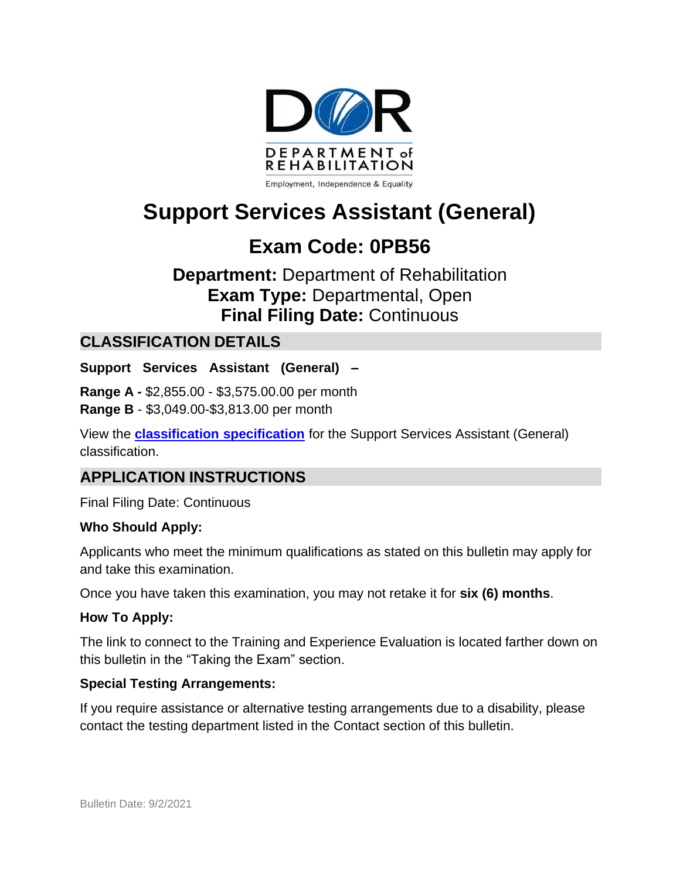DEPARTMENT of REHABILITATION

Employment, Independence & Equality

# Support Services Assistant (General)

## Exam Code: 0PB56

**Department:** Department of Rehabilitation
**Exam Type:** Departmental, Open
**Final Filing Date:** Continuous

## CLASSIFICATION DETAILS

**Support Services Assistant (General) –**

**Range A -** $2,855.00 - $3,575.00.00 per month
**Range B** - $3,049.00-$3,813.00 per month

View the **classification specification** for the Support Services Assistant (General) classification.

## APPLICATION INSTRUCTIONS

Final Filing Date: Continuous

**Who Should Apply:**

Applicants who meet the minimum qualifications as stated on this bulletin may apply for and take this examination.

Once you have taken this examination, you may not retake it for **six (6) months**.

**How To Apply:**

The link to connect to the Training and Experience Evaluation is located farther down on this bulletin in the “Taking the Exam” section.

**Special Testing Arrangements:**

If you require assistance or alternative testing arrangements due to a disability, please contact the testing department listed in the Contact section of this bulletin.

Bulletin Date: 9/2/2021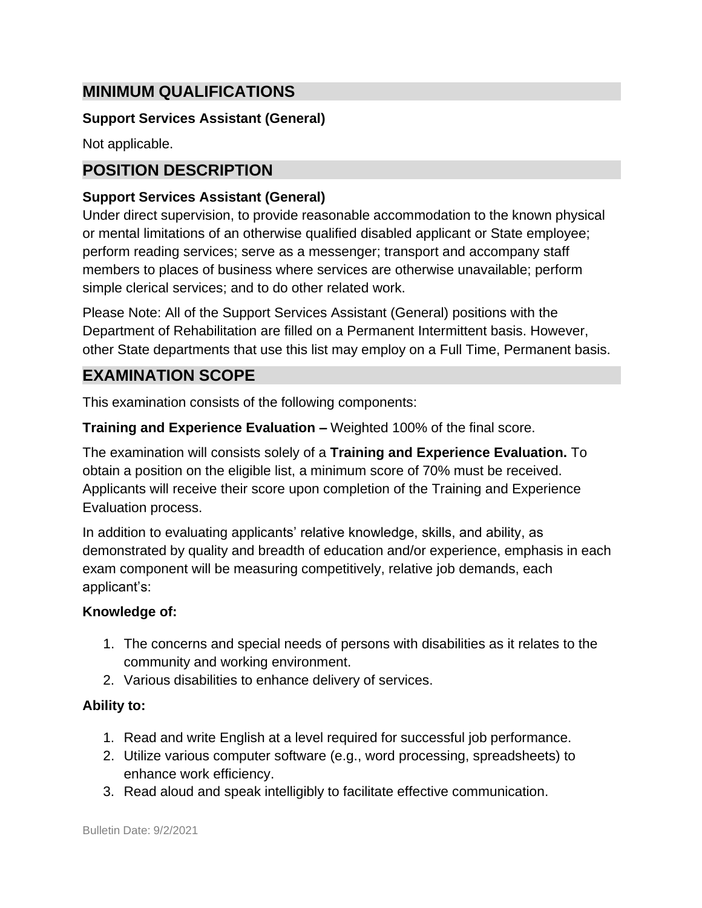## MINIMUM QUALIFICATIONS

**Support Services Assistant (General)**

Not applicable.

## POSITION DESCRIPTION

**Support Services Assistant (General)**

Under direct supervision, to provide reasonable accommodation to the known physical or mental limitations of an otherwise qualified disabled applicant or State employee; perform reading services; serve as a messenger; transport and accompany staff members to places of business where services are otherwise unavailable; perform simple clerical services; and to do other related work.

Please Note: All of the Support Services Assistant (General) positions with the Department of Rehabilitation are filled on a Permanent Intermittent basis. However, other State departments that use this list may employ on a Full Time, Permanent basis.

## EXAMINATION SCOPE

This examination consists of the following components:

**Training and Experience Evaluation –** Weighted 100% of the final score.

The examination will consists solely of a **Training and Experience Evaluation.** To obtain a position on the eligible list, a minimum score of 70% must be received. Applicants will receive their score upon completion of the Training and Experience Evaluation process.

In addition to evaluating applicants' relative knowledge, skills, and ability, as demonstrated by quality and breadth of education and/or experience, emphasis in each exam component will be measuring competitively, relative job demands, each applicant's:

**Knowledge of:**

1. The concerns and special needs of persons with disabilities as it relates to the community and working environment.
2. Various disabilities to enhance delivery of services.

**Ability to:**

1. Read and write English at a level required for successful job performance.
2. Utilize various computer software (e.g., word processing, spreadsheets) to enhance work efficiency.
3. Read aloud and speak intelligibly to facilitate effective communication.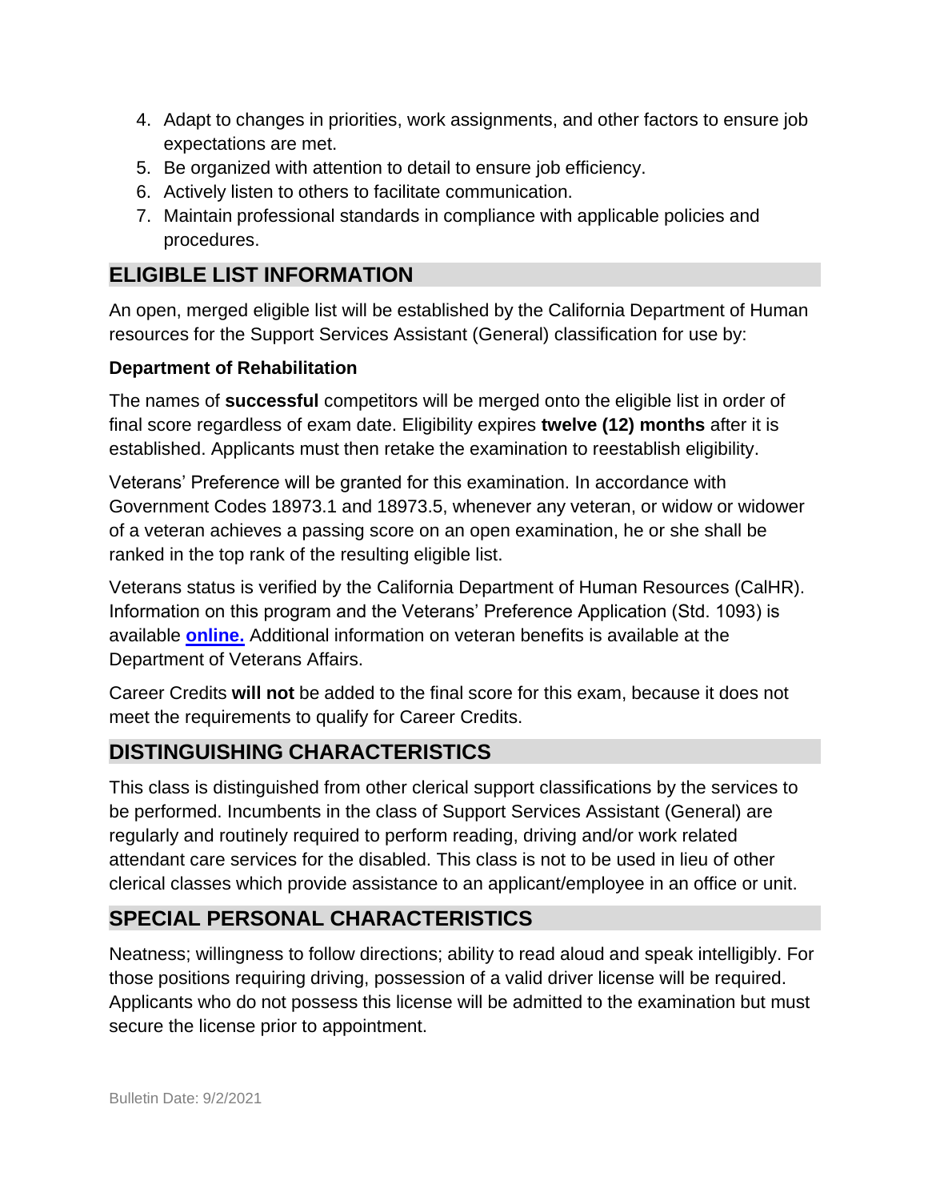4. Adapt to changes in priorities, work assignments, and other factors to ensure job expectations are met.
5. Be organized with attention to detail to ensure job efficiency.
6. Actively listen to others to facilitate communication.
7. Maintain professional standards in compliance with applicable policies and procedures.

## ELIGIBLE LIST INFORMATION

An open, merged eligible list will be established by the California Department of Human resources for the Support Services Assistant (General) classification for use by:

**Department of Rehabilitation**

The names of **successful** competitors will be merged onto the eligible list in order of final score regardless of exam date. Eligibility expires **twelve (12) months** after it is established. Applicants must then retake the examination to reestablish eligibility.

Veterans' Preference will be granted for this examination. In accordance with Government Codes 18973.1 and 18973.5, whenever any veteran, or widow or widower of a veteran achieves a passing score on an open examination, he or she shall be ranked in the top rank of the resulting eligible list.

Veterans status is verified by the California Department of Human Resources (CalHR). Information on this program and the Veterans' Preference Application (Std. 1093) is available **online.** Additional information on veteran benefits is available at the Department of Veterans Affairs.

Career Credits **will not** be added to the final score for this exam, because it does not meet the requirements to qualify for Career Credits.

## DISTINGUISHING CHARACTERISTICS

This class is distinguished from other clerical support classifications by the services to be performed. Incumbents in the class of Support Services Assistant (General) are regularly and routinely required to perform reading, driving and/or work related attendant care services for the disabled. This class is not to be used in lieu of other clerical classes which provide assistance to an applicant/employee in an office or unit.

## SPECIAL PERSONAL CHARACTERISTICS

Neatness; willingness to follow directions; ability to read aloud and speak intelligibly. For those positions requiring driving, possession of a valid driver license will be required. Applicants who do not possess this license will be admitted to the examination but must secure the license prior to appointment.

Bulletin Date: 9/2/2021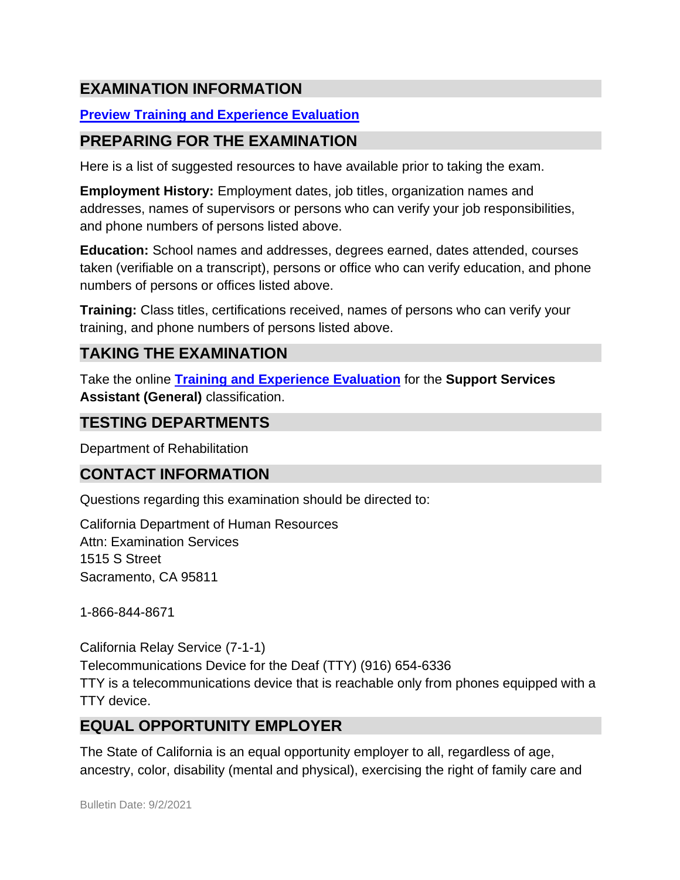## EXAMINATION INFORMATION

**[Preview Training and Experience Evaluation]**

## PREPARING FOR THE EXAMINATION

Here is a list of suggested resources to have available prior to taking the exam.

**Employment History:** Employment dates, job titles, organization names and addresses, names of supervisors or persons who can verify your job responsibilities, and phone numbers of persons listed above.

**Education:** School names and addresses, degrees earned, dates attended, courses taken (verifiable on a transcript), persons or office who can verify education, and phone numbers of persons or offices listed above.

**Training:** Class titles, certifications received, names of persons who can verify your training, and phone numbers of persons listed above.

## TAKING THE EXAMINATION

Take the online **Training and Experience Evaluation** for the **Support Services Assistant (General)** classification.

## TESTING DEPARTMENTS

Department of Rehabilitation

## CONTACT INFORMATION

Questions regarding this examination should be directed to:

California Department of Human Resources
Attn: Examination Services
1515 S Street
Sacramento, CA 95811

1-866-844-8671

California Relay Service (7-1-1)
Telecommunications Device for the Deaf (TTY) (916) 654-6336
TTY is a telecommunications device that is reachable only from phones equipped with a TTY device.

## EQUAL OPPORTUNITY EMPLOYER

The State of California is an equal opportunity employer to all, regardless of age, ancestry, color, disability (mental and physical), exercising the right of family care and

Bulletin Date: 9/2/2021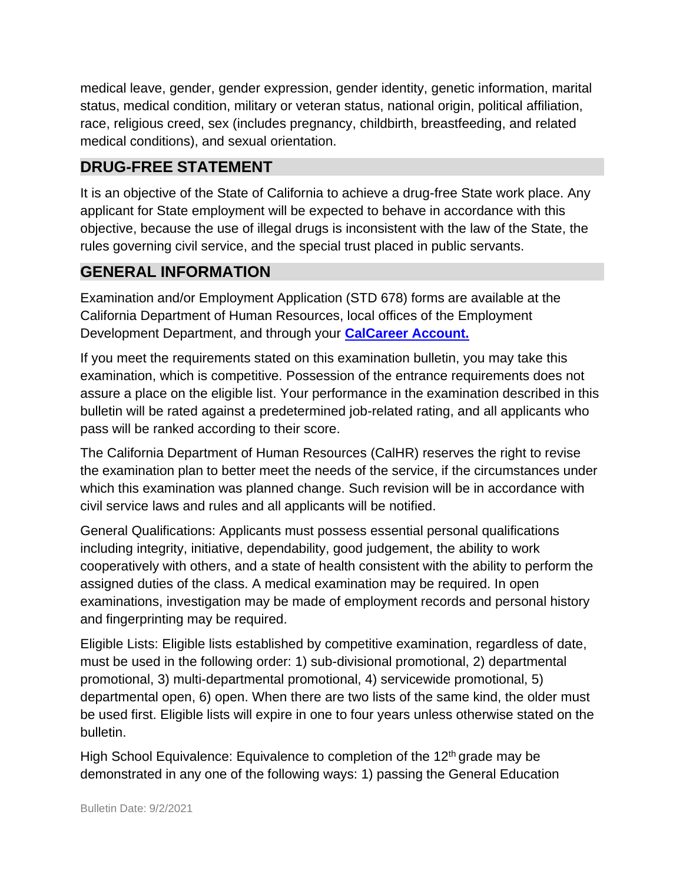medical leave, gender, gender expression, gender identity, genetic information, marital status, medical condition, military or veteran status, national origin, political affiliation, race, religious creed, sex (includes pregnancy, childbirth, breastfeeding, and related medical conditions), and sexual orientation.

## DRUG-FREE STATEMENT

It is an objective of the State of California to achieve a drug-free State work place. Any applicant for State employment will be expected to behave in accordance with this objective, because the use of illegal drugs is inconsistent with the law of the State, the rules governing civil service, and the special trust placed in public servants.

## GENERAL INFORMATION

Examination and/or Employment Application (STD 678) forms are available at the California Department of Human Resources, local offices of the Employment Development Department, and through your **CalCareer Account.**

If you meet the requirements stated on this examination bulletin, you may take this examination, which is competitive. Possession of the entrance requirements does not assure a place on the eligible list. Your performance in the examination described in this bulletin will be rated against a predetermined job-related rating, and all applicants who pass will be ranked according to their score.

The California Department of Human Resources (CalHR) reserves the right to revise the examination plan to better meet the needs of the service, if the circumstances under which this examination was planned change. Such revision will be in accordance with civil service laws and rules and all applicants will be notified.

General Qualifications: Applicants must possess essential personal qualifications including integrity, initiative, dependability, good judgement, the ability to work cooperatively with others, and a state of health consistent with the ability to perform the assigned duties of the class. A medical examination may be required. In open examinations, investigation may be made of employment records and personal history and fingerprinting may be required.

Eligible Lists: Eligible lists established by competitive examination, regardless of date, must be used in the following order: 1) sub-divisional promotional, 2) departmental promotional, 3) multi-departmental promotional, 4) servicewide promotional, 5) departmental open, 6) open. When there are two lists of the same kind, the older must be used first. Eligible lists will expire in one to four years unless otherwise stated on the bulletin.

High School Equivalence: Equivalence to completion of the 12th grade may be demonstrated in any one of the following ways: 1) passing the General Education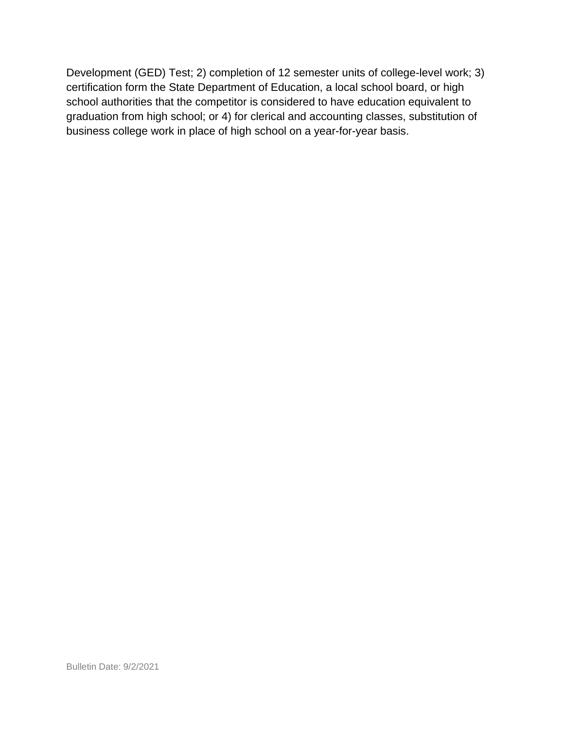Development (GED) Test; 2) completion of 12 semester units of college-level work; 3) certification form the State Department of Education, a local school board, or high school authorities that the competitor is considered to have education equivalent to graduation from high school; or 4) for clerical and accounting classes, substitution of business college work in place of high school on a year-for-year basis.